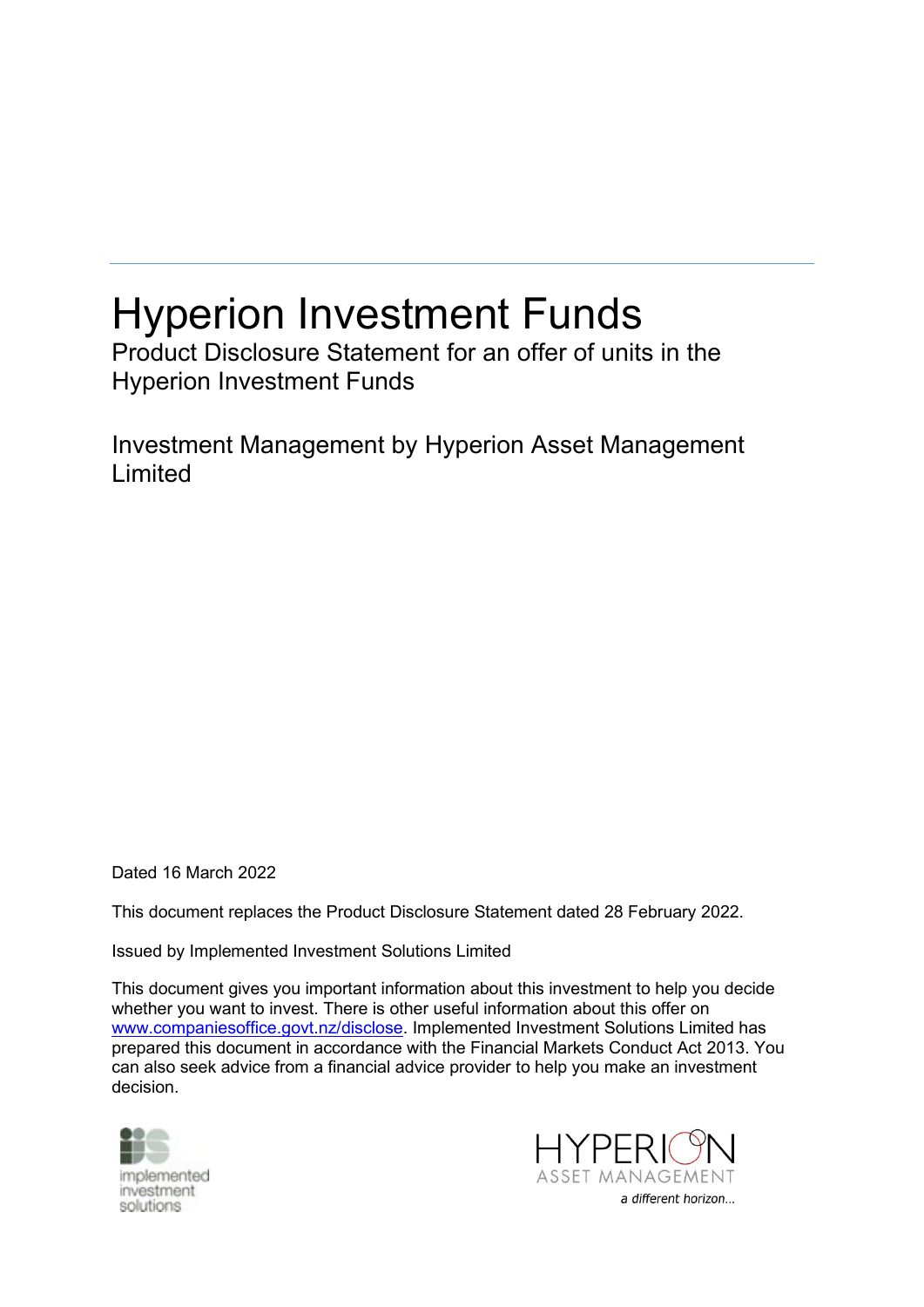# Hyperion Investment Funds

Product Disclosure Statement for an offer of units in the Hyperion Investment Funds

Investment Management by Hyperion Asset Management Limited

Dated 16 March 2022

This document replaces the Product Disclosure Statement dated 28 February 2022.

Issued by Implemented Investment Solutions Limited

This document gives you important information about this investment to help you decide whether you want to invest. There is other useful information about this offer on [www.companiesoffice.govt.nz/disclose](www.companiesoffice.govt.nz/disclose). Implemented Investment Solutions Limited has prepared this document in accordance with the Financial Markets Conduct Act 2013. You can also seek advice from a financial advice provider to help you make an investment decision.

implemented investment solutions

HYPERION ASSET MANAGEMENT

*a different horizon…*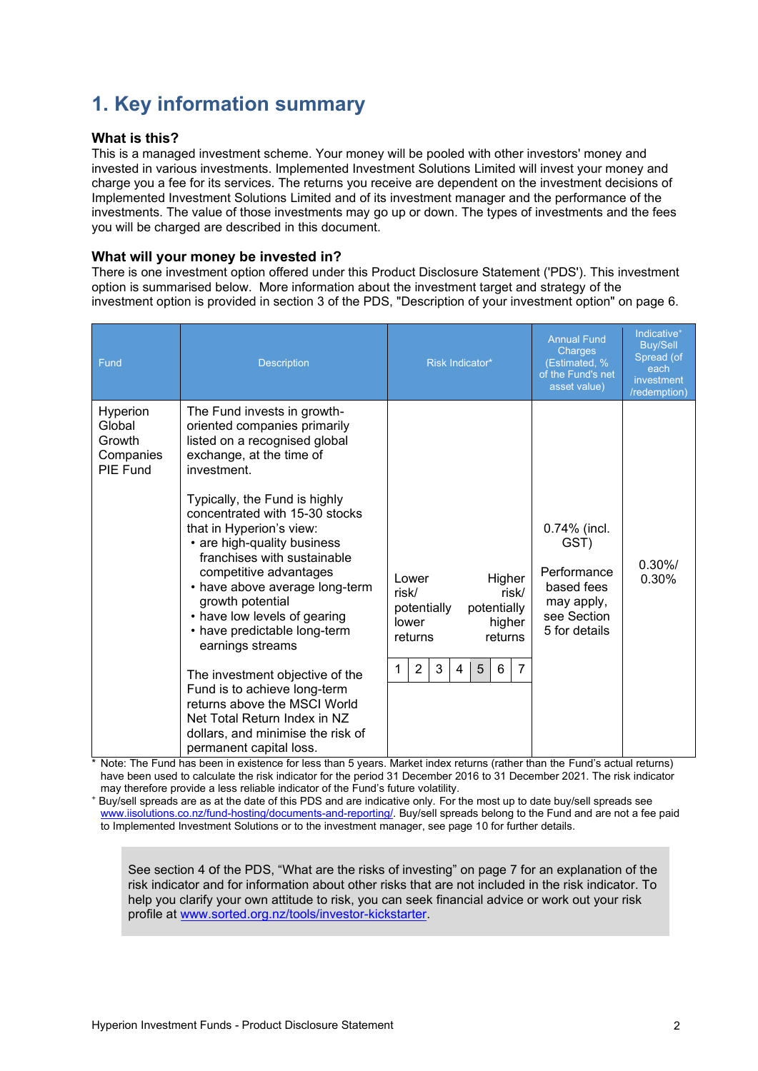# 1. Key information summary

### What is this?

This is a managed investment scheme. Your money will be pooled with other investors' money and invested in various investments. Implemented Investment Solutions Limited will invest your money and charge you a fee for its services. The returns you receive are dependent on the investment decisions of Implemented Investment Solutions Limited and of its investment manager and the performance of the investments. The value of those investments may go up or down. The types of investments and the fees you will be charged are described in this document.

### What will your money be invested in?

There is one investment option offered under this Product Disclosure Statement ('PDS'). This investment option is summarised below. More information about the investment target and strategy of the investment option is provided in section 3 of the PDS, "Description of your investment option" on page 6.

| Fund | Description | Risk Indicator* | Annual Fund Charges (Estimated, % of the Fund's net asset value) | Indicative+ Buy/Sell Spread (of each investment /redemption) |
|---|---|---|---|---|
| Hyperion Global Growth Companies PIE Fund | The Fund invests in growth-oriented companies primarily listed on a recognised global exchange, at the time of investment.<br><br>Typically, the Fund is highly concentrated with 15-30 stocks that in Hyperion's view:<br>• are high-quality business franchises with sustainable competitive advantages<br>• have above average long-term growth potential<br>• have low levels of gearing<br>• have predictable long-term earnings streams<br><br>The investment objective of the Fund is to achieve long-term returns above the MSCI World Net Total Return Index in NZ dollars, and minimise the risk of permanent capital loss. | Lower risk/ potentially lower returns — Higher risk/ potentially higher returns<br><br>1 \| 2 \| 3 \| 4 \| **5** \| 6 \| 7 | 0.74% (incl. GST)<br><br>Performance based fees may apply, see Section 5 for details | 0.30%/ 0.30% |

\* Note: The Fund has been in existence for less than 5 years. Market index returns (rather than the Fund's actual returns) have been used to calculate the risk indicator for the period 31 December 2016 to 31 December 2021. The risk indicator may therefore provide a less reliable indicator of the Fund's future volatility.

+ Buy/sell spreads are as at the date of this PDS and are indicative only. For the most up to date buy/sell spreads see www.iisolutions.co.nz/fund-hosting/documents-and-reporting/. Buy/sell spreads belong to the Fund and are not a fee paid to Implemented Investment Solutions or to the investment manager, see page 10 for further details.

See section 4 of the PDS, "What are the risks of investing" on page 7 for an explanation of the risk indicator and for information about other risks that are not included in the risk indicator. To help you clarify your own attitude to risk, you can seek financial advice or work out your risk profile at www.sorted.org.nz/tools/investor-kickstarter.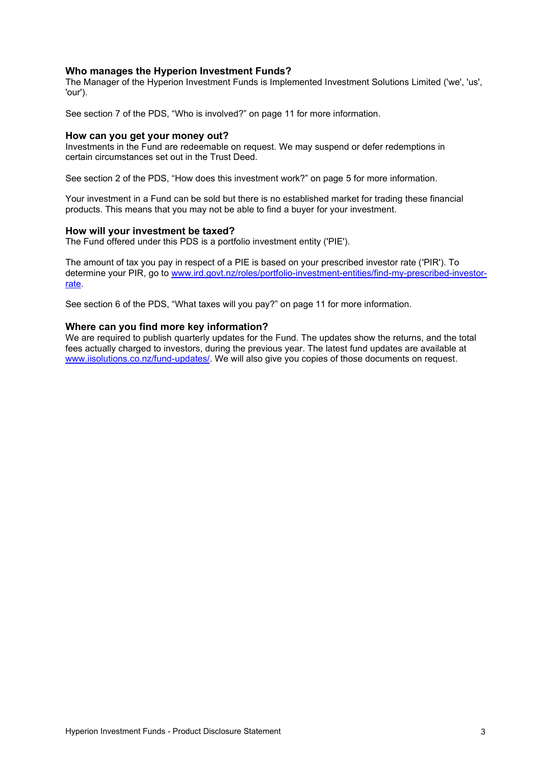### Who manages the Hyperion Investment Funds?

The Manager of the Hyperion Investment Funds is Implemented Investment Solutions Limited ('we', 'us', 'our').

See section 7 of the PDS, "Who is involved?" on page 11 for more information.

### How can you get your money out?

Investments in the Fund are redeemable on request. We may suspend or defer redemptions in certain circumstances set out in the Trust Deed.

See section 2 of the PDS, "How does this investment work?" on page 5 for more information.

Your investment in a Fund can be sold but there is no established market for trading these financial products. This means that you may not be able to find a buyer for your investment.

### How will your investment be taxed?

The Fund offered under this PDS is a portfolio investment entity ('PIE').

The amount of tax you pay in respect of a PIE is based on your prescribed investor rate ('PIR'). To determine your PIR, go to [www.ird.govt.nz/roles/portfolio-investment-entities/find-my-prescribed-investor-rate](www.ird.govt.nz/roles/portfolio-investment-entities/find-my-prescribed-investor-rate).

See section 6 of the PDS, "What taxes will you pay?" on page 11 for more information.

### Where can you find more key information?

We are required to publish quarterly updates for the Fund. The updates show the returns, and the total fees actually charged to investors, during the previous year. The latest fund updates are available at [www.iisolutions.co.nz/fund-updates/](www.iisolutions.co.nz/fund-updates/). We will also give you copies of those documents on request.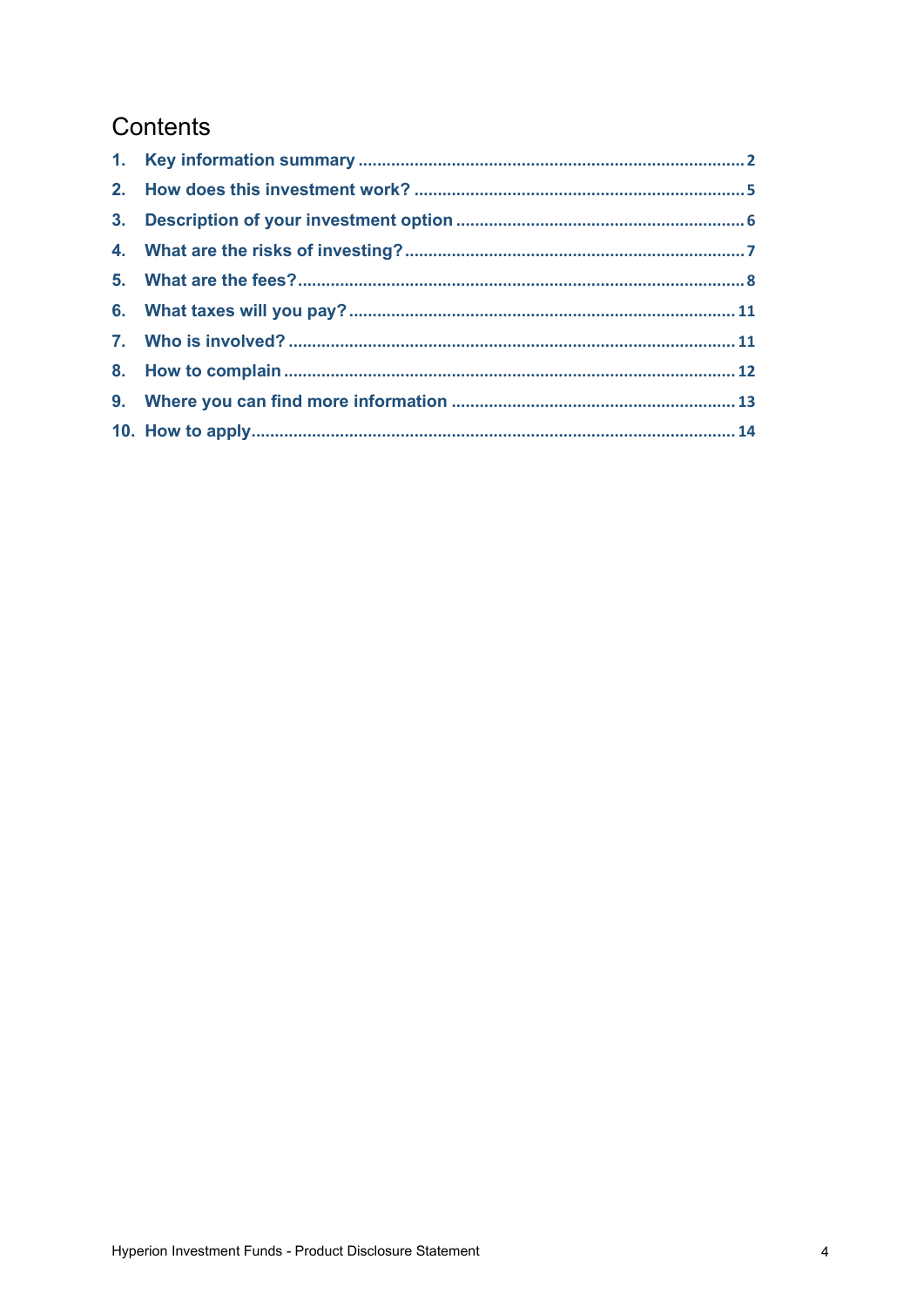# Contents

1. Key information summary ..... 2
2. How does this investment work? ..... 5
3. Description of your investment option ..... 6
4. What are the risks of investing? ..... 7
5. What are the fees? ..... 8
6. What taxes will you pay? ..... 11
7. Who is involved? ..... 11
8. How to complain ..... 12
9. Where you can find more information ..... 13
10. How to apply ..... 14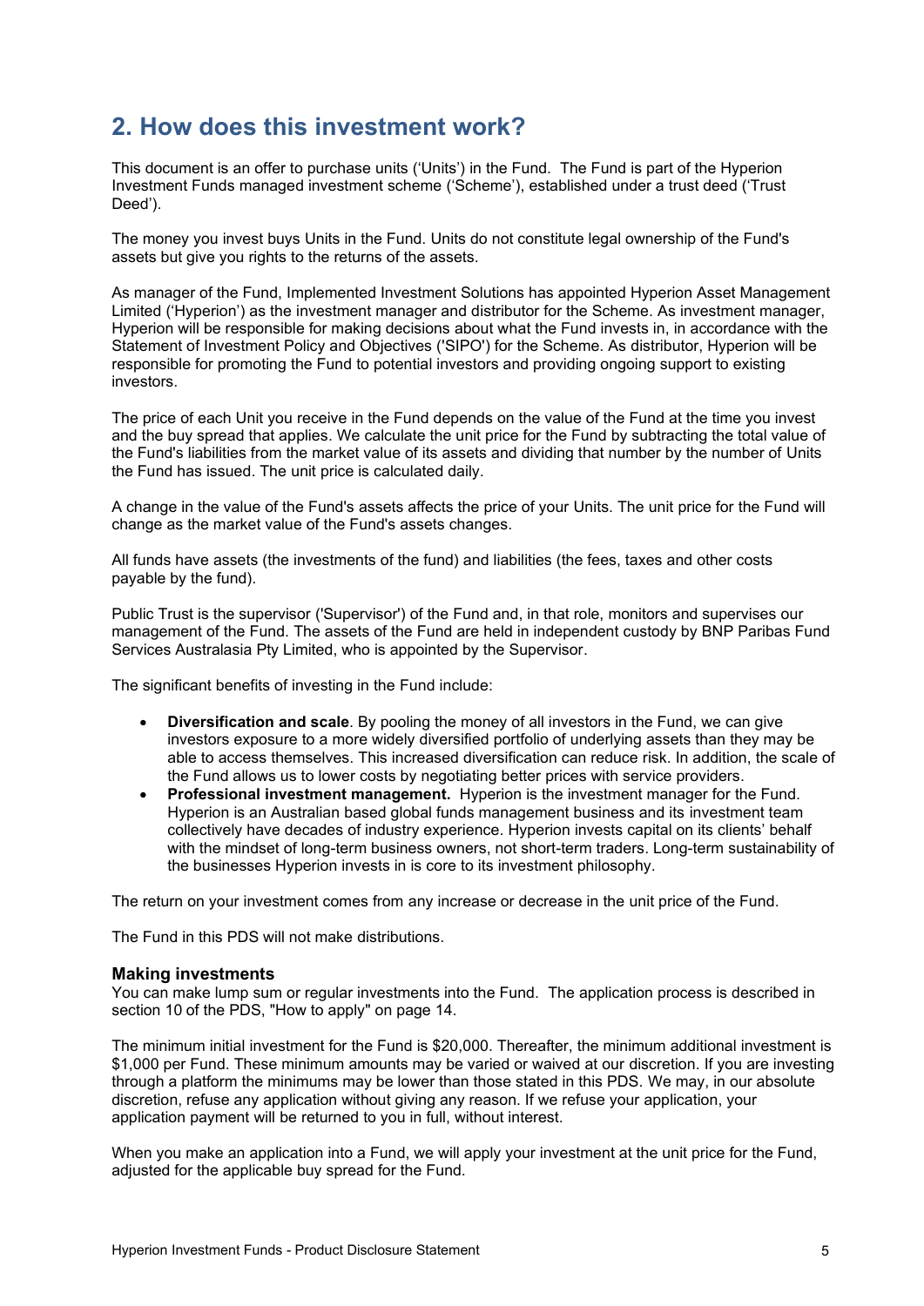## 2. How does this investment work?

This document is an offer to purchase units ('Units') in the Fund. The Fund is part of the Hyperion Investment Funds managed investment scheme ('Scheme'), established under a trust deed ('Trust Deed').

The money you invest buys Units in the Fund. Units do not constitute legal ownership of the Fund's assets but give you rights to the returns of the assets.

As manager of the Fund, Implemented Investment Solutions has appointed Hyperion Asset Management Limited ('Hyperion') as the investment manager and distributor for the Scheme. As investment manager, Hyperion will be responsible for making decisions about what the Fund invests in, in accordance with the Statement of Investment Policy and Objectives ('SIPO') for the Scheme. As distributor, Hyperion will be responsible for promoting the Fund to potential investors and providing ongoing support to existing investors.

The price of each Unit you receive in the Fund depends on the value of the Fund at the time you invest and the buy spread that applies. We calculate the unit price for the Fund by subtracting the total value of the Fund's liabilities from the market value of its assets and dividing that number by the number of Units the Fund has issued. The unit price is calculated daily.

A change in the value of the Fund's assets affects the price of your Units. The unit price for the Fund will change as the market value of the Fund's assets changes.

All funds have assets (the investments of the fund) and liabilities (the fees, taxes and other costs payable by the fund).

Public Trust is the supervisor ('Supervisor') of the Fund and, in that role, monitors and supervises our management of the Fund. The assets of the Fund are held in independent custody by BNP Paribas Fund Services Australasia Pty Limited, who is appointed by the Supervisor.

The significant benefits of investing in the Fund include:

- **Diversification and scale**. By pooling the money of all investors in the Fund, we can give investors exposure to a more widely diversified portfolio of underlying assets than they may be able to access themselves. This increased diversification can reduce risk. In addition, the scale of the Fund allows us to lower costs by negotiating better prices with service providers.
- **Professional investment management.** Hyperion is the investment manager for the Fund. Hyperion is an Australian based global funds management business and its investment team collectively have decades of industry experience. Hyperion invests capital on its clients' behalf with the mindset of long-term business owners, not short-term traders. Long-term sustainability of the businesses Hyperion invests in is core to its investment philosophy.

The return on your investment comes from any increase or decrease in the unit price of the Fund.

The Fund in this PDS will not make distributions.

### Making investments

You can make lump sum or regular investments into the Fund. The application process is described in section 10 of the PDS, "How to apply" on page 14.

The minimum initial investment for the Fund is $20,000. Thereafter, the minimum additional investment is $1,000 per Fund. These minimum amounts may be varied or waived at our discretion. If you are investing through a platform the minimums may be lower than those stated in this PDS. We may, in our absolute discretion, refuse any application without giving any reason. If we refuse your application, your application payment will be returned to you in full, without interest.

When you make an application into a Fund, we will apply your investment at the unit price for the Fund, adjusted for the applicable buy spread for the Fund.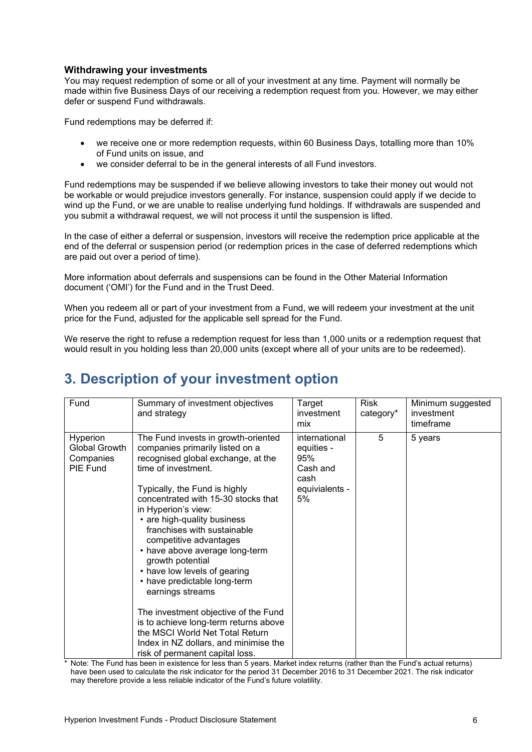### Withdrawing your investments

You may request redemption of some or all of your investment at any time. Payment will normally be made within five Business Days of our receiving a redemption request from you. However, we may either defer or suspend Fund withdrawals.

Fund redemptions may be deferred if:

- we receive one or more redemption requests, within 60 Business Days, totalling more than 10% of Fund units on issue, and
- we consider deferral to be in the general interests of all Fund investors.

Fund redemptions may be suspended if we believe allowing investors to take their money out would not be workable or would prejudice investors generally. For instance, suspension could apply if we decide to wind up the Fund, or we are unable to realise underlying fund holdings. If withdrawals are suspended and you submit a withdrawal request, we will not process it until the suspension is lifted.

In the case of either a deferral or suspension, investors will receive the redemption price applicable at the end of the deferral or suspension period (or redemption prices in the case of deferred redemptions which are paid out over a period of time).

More information about deferrals and suspensions can be found in the Other Material Information document ('OMI') for the Fund and in the Trust Deed.

When you redeem all or part of your investment from a Fund, we will redeem your investment at the unit price for the Fund, adjusted for the applicable sell spread for the Fund.

We reserve the right to refuse a redemption request for less than 1,000 units or a redemption request that would result in you holding less than 20,000 units (except where all of your units are to be redeemed).

## 3. Description of your investment option

| Fund | Summary of investment objectives and strategy | Target investment mix | Risk category* | Minimum suggested investment timeframe |
|---|---|---|---|---|
| Hyperion Global Growth Companies PIE Fund | The Fund invests in growth-oriented companies primarily listed on a recognised global exchange, at the time of investment.<br><br>Typically, the Fund is highly concentrated with 15-30 stocks that in Hyperion's view:<br>• are high-quality business franchises with sustainable competitive advantages<br>• have above average long-term growth potential<br>• have low levels of gearing<br>• have predictable long-term earnings streams<br><br>The investment objective of the Fund is to achieve long-term returns above the MSCI World Net Total Return Index in NZ dollars, and minimise the risk of permanent capital loss. | international equities - 95%<br>Cash and cash equivialents - 5% | 5 | 5 years |

\* Note: The Fund has been in existence for less than 5 years. Market index returns (rather than the Fund's actual returns) have been used to calculate the risk indicator for the period 31 December 2016 to 31 December 2021. The risk indicator may therefore provide a less reliable indicator of the Fund's future volatility.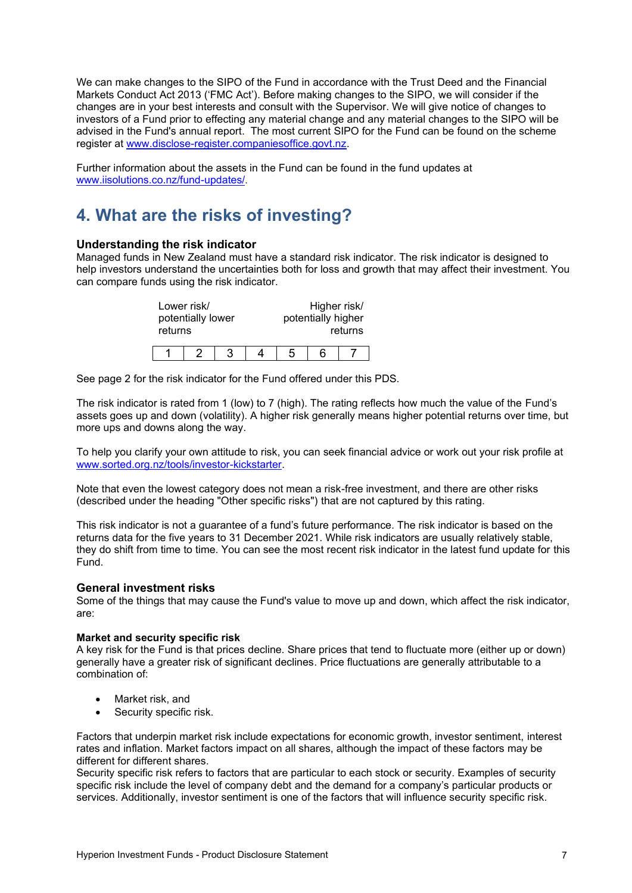We can make changes to the SIPO of the Fund in accordance with the Trust Deed and the Financial Markets Conduct Act 2013 ('FMC Act'). Before making changes to the SIPO, we will consider if the changes are in your best interests and consult with the Supervisor. We will give notice of changes to investors of a Fund prior to effecting any material change and any material changes to the SIPO will be advised in the Fund's annual report. The most current SIPO for the Fund can be found on the scheme register at www.disclose-register.companiesoffice.govt.nz.

Further information about the assets in the Fund can be found in the fund updates at www.iisolutions.co.nz/fund-updates/.

## 4. What are the risks of investing?

### Understanding the risk indicator

Managed funds in New Zealand must have a standard risk indicator. The risk indicator is designed to help investors understand the uncertainties both for loss and growth that may affect their investment. You can compare funds using the risk indicator.

| Lower risk/ potentially lower returns | | | | | | Higher risk/ potentially higher returns |
|---|---|---|---|---|---|---|
| 1 | 2 | 3 | 4 | 5 | 6 | 7 |

See page 2 for the risk indicator for the Fund offered under this PDS.

The risk indicator is rated from 1 (low) to 7 (high). The rating reflects how much the value of the Fund's assets goes up and down (volatility). A higher risk generally means higher potential returns over time, but more ups and downs along the way.

To help you clarify your own attitude to risk, you can seek financial advice or work out your risk profile at www.sorted.org.nz/tools/investor-kickstarter.

Note that even the lowest category does not mean a risk-free investment, and there are other risks (described under the heading "Other specific risks") that are not captured by this rating.

This risk indicator is not a guarantee of a fund's future performance. The risk indicator is based on the returns data for the five years to 31 December 2021. While risk indicators are usually relatively stable, they do shift from time to time. You can see the most recent risk indicator in the latest fund update for this Fund.

### General investment risks

Some of the things that may cause the Fund's value to move up and down, which affect the risk indicator, are:

**Market and security specific risk**

A key risk for the Fund is that prices decline. Share prices that tend to fluctuate more (either up or down) generally have a greater risk of significant declines. Price fluctuations are generally attributable to a combination of:

- Market risk, and
- Security specific risk.

Factors that underpin market risk include expectations for economic growth, investor sentiment, interest rates and inflation. Market factors impact on all shares, although the impact of these factors may be different for different shares.

Security specific risk refers to factors that are particular to each stock or security. Examples of security specific risk include the level of company debt and the demand for a company's particular products or services. Additionally, investor sentiment is one of the factors that will influence security specific risk.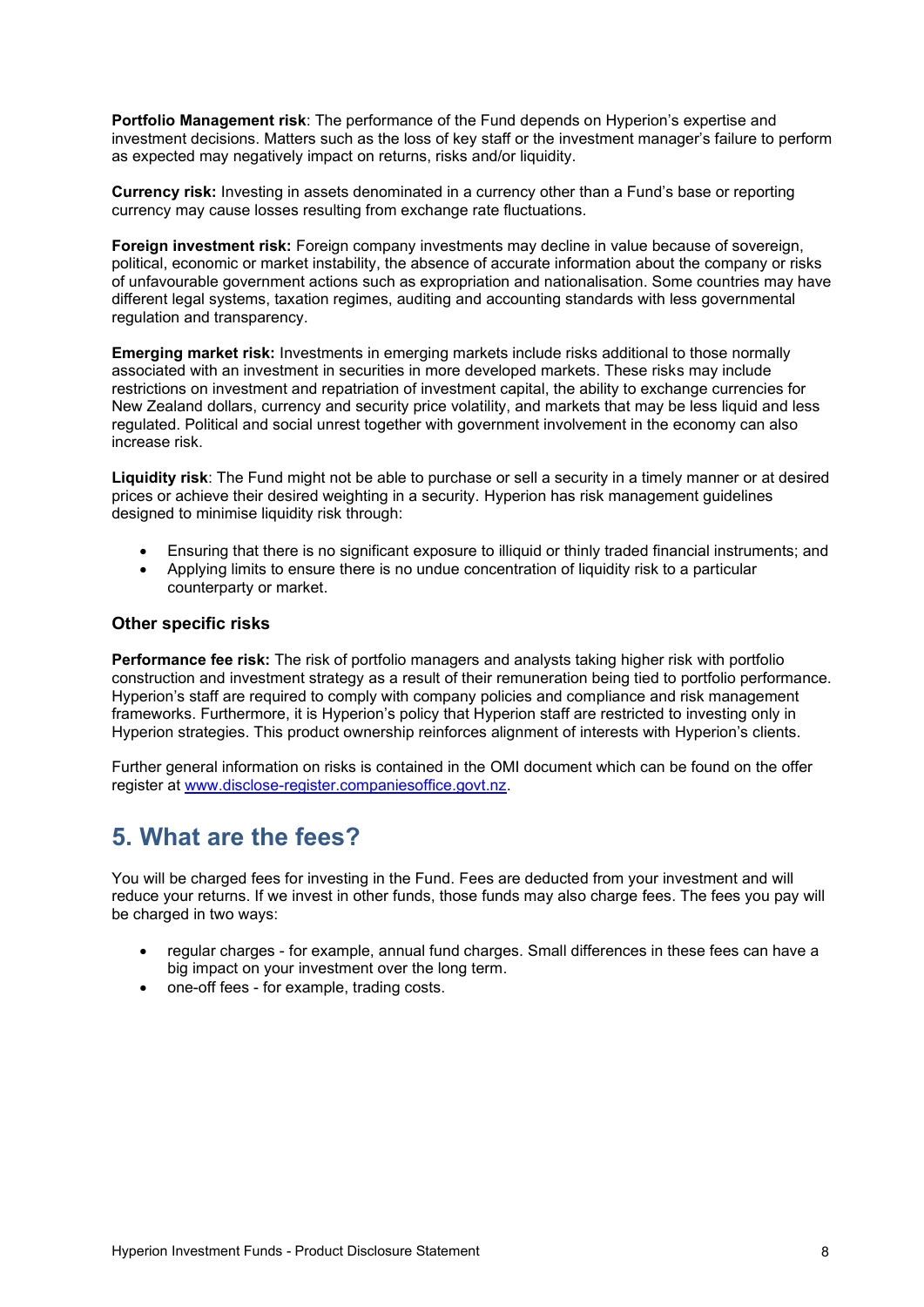**Portfolio Management risk**: The performance of the Fund depends on Hyperion's expertise and investment decisions. Matters such as the loss of key staff or the investment manager's failure to perform as expected may negatively impact on returns, risks and/or liquidity.

**Currency risk:** Investing in assets denominated in a currency other than a Fund's base or reporting currency may cause losses resulting from exchange rate fluctuations.

**Foreign investment risk:** Foreign company investments may decline in value because of sovereign, political, economic or market instability, the absence of accurate information about the company or risks of unfavourable government actions such as expropriation and nationalisation. Some countries may have different legal systems, taxation regimes, auditing and accounting standards with less governmental regulation and transparency.

**Emerging market risk:** Investments in emerging markets include risks additional to those normally associated with an investment in securities in more developed markets. These risks may include restrictions on investment and repatriation of investment capital, the ability to exchange currencies for New Zealand dollars, currency and security price volatility, and markets that may be less liquid and less regulated. Political and social unrest together with government involvement in the economy can also increase risk.

**Liquidity risk**: The Fund might not be able to purchase or sell a security in a timely manner or at desired prices or achieve their desired weighting in a security. Hyperion has risk management guidelines designed to minimise liquidity risk through:

- Ensuring that there is no significant exposure to illiquid or thinly traded financial instruments; and
- Applying limits to ensure there is no undue concentration of liquidity risk to a particular counterparty or market.

### Other specific risks

**Performance fee risk:** The risk of portfolio managers and analysts taking higher risk with portfolio construction and investment strategy as a result of their remuneration being tied to portfolio performance. Hyperion's staff are required to comply with company policies and compliance and risk management frameworks. Furthermore, it is Hyperion's policy that Hyperion staff are restricted to investing only in Hyperion strategies. This product ownership reinforces alignment of interests with Hyperion's clients.

Further general information on risks is contained in the OMI document which can be found on the offer register at [www.disclose-register.companiesoffice.govt.nz](http://www.disclose-register.companiesoffice.govt.nz).

## 5. What are the fees?

You will be charged fees for investing in the Fund. Fees are deducted from your investment and will reduce your returns. If we invest in other funds, those funds may also charge fees. The fees you pay will be charged in two ways:

- regular charges - for example, annual fund charges. Small differences in these fees can have a big impact on your investment over the long term.
- one-off fees - for example, trading costs.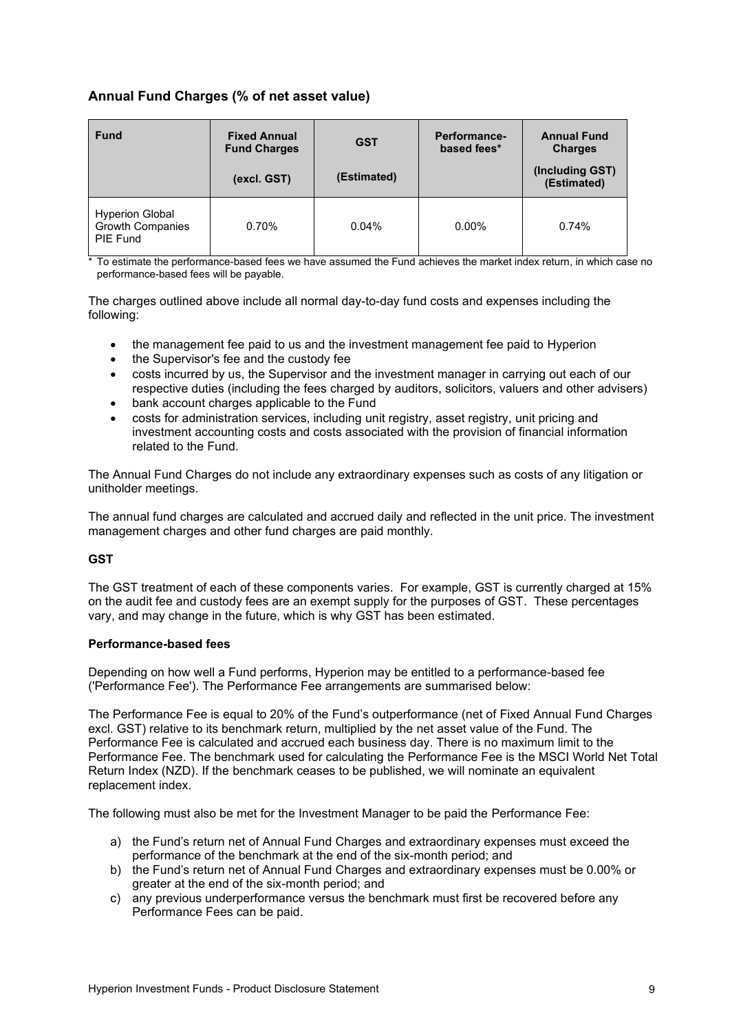## Annual Fund Charges (% of net asset value)

| Fund | Fixed Annual Fund Charges (excl. GST) | GST (Estimated) | Performance-based fees* | Annual Fund Charges (Including GST) (Estimated) |
|---|---|---|---|---|
| Hyperion Global Growth Companies PIE Fund | 0.70% | 0.04% | 0.00% | 0.74% |

\* To estimate the performance-based fees we have assumed the Fund achieves the market index return, in which case no performance-based fees will be payable.

The charges outlined above include all normal day-to-day fund costs and expenses including the following:

- the management fee paid to us and the investment management fee paid to Hyperion
- the Supervisor's fee and the custody fee
- costs incurred by us, the Supervisor and the investment manager in carrying out each of our respective duties (including the fees charged by auditors, solicitors, valuers and other advisers)
- bank account charges applicable to the Fund
- costs for administration services, including unit registry, asset registry, unit pricing and investment accounting costs and costs associated with the provision of financial information related to the Fund.

The Annual Fund Charges do not include any extraordinary expenses such as costs of any litigation or unitholder meetings.

The annual fund charges are calculated and accrued daily and reflected in the unit price. The investment management charges and other fund charges are paid monthly.

**GST**

The GST treatment of each of these components varies. For example, GST is currently charged at 15% on the audit fee and custody fees are an exempt supply for the purposes of GST. These percentages vary, and may change in the future, which is why GST has been estimated.

**Performance-based fees**

Depending on how well a Fund performs, Hyperion may be entitled to a performance-based fee ('Performance Fee'). The Performance Fee arrangements are summarised below:

The Performance Fee is equal to 20% of the Fund's outperformance (net of Fixed Annual Fund Charges excl. GST) relative to its benchmark return, multiplied by the net asset value of the Fund. The Performance Fee is calculated and accrued each business day. There is no maximum limit to the Performance Fee. The benchmark used for calculating the Performance Fee is the MSCI World Net Total Return Index (NZD). If the benchmark ceases to be published, we will nominate an equivalent replacement index.

The following must also be met for the Investment Manager to be paid the Performance Fee:

a) the Fund's return net of Annual Fund Charges and extraordinary expenses must exceed the performance of the benchmark at the end of the six-month period; and
b) the Fund's return net of Annual Fund Charges and extraordinary expenses must be 0.00% or greater at the end of the six-month period; and
c) any previous underperformance versus the benchmark must first be recovered before any Performance Fees can be paid.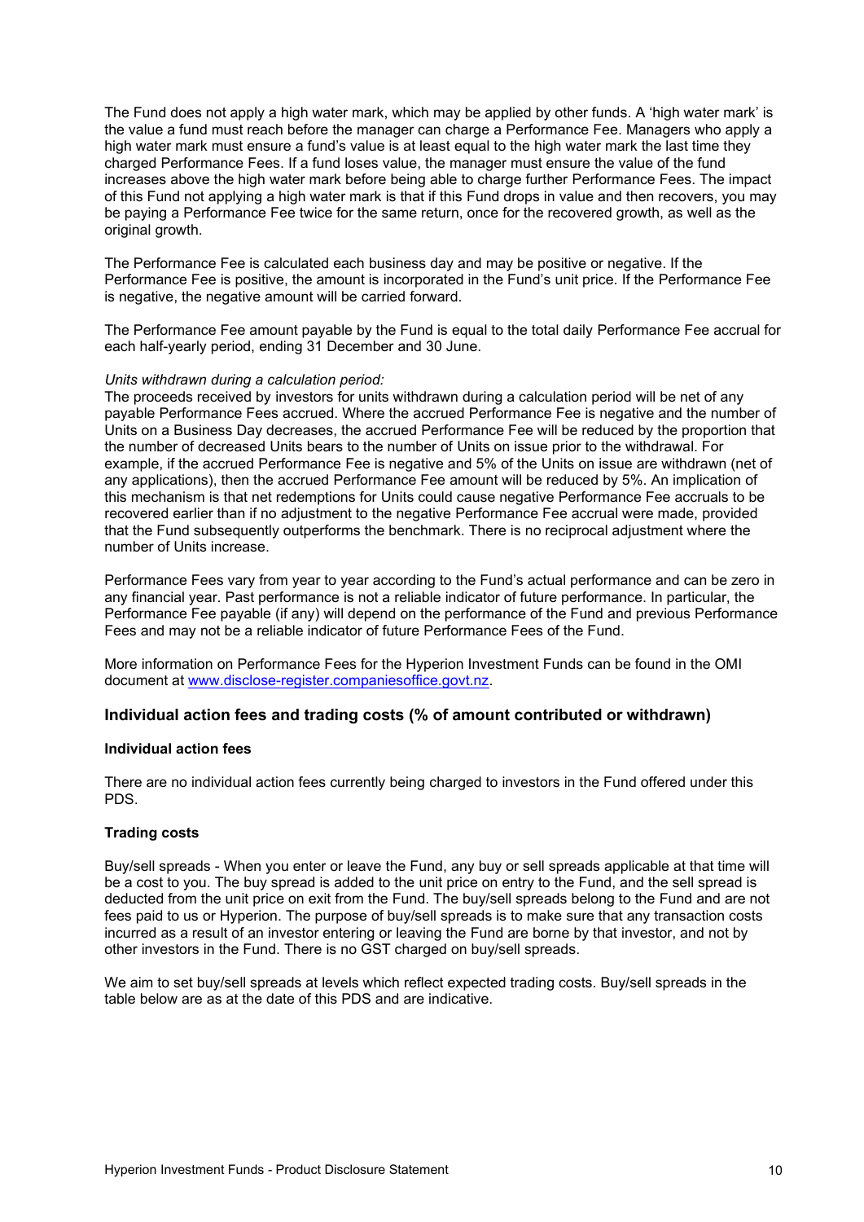The Fund does not apply a high water mark, which may be applied by other funds. A 'high water mark' is the value a fund must reach before the manager can charge a Performance Fee. Managers who apply a high water mark must ensure a fund's value is at least equal to the high water mark the last time they charged Performance Fees. If a fund loses value, the manager must ensure the value of the fund increases above the high water mark before being able to charge further Performance Fees. The impact of this Fund not applying a high water mark is that if this Fund drops in value and then recovers, you may be paying a Performance Fee twice for the same return, once for the recovered growth, as well as the original growth.

The Performance Fee is calculated each business day and may be positive or negative. If the Performance Fee is positive, the amount is incorporated in the Fund's unit price. If the Performance Fee is negative, the negative amount will be carried forward.

The Performance Fee amount payable by the Fund is equal to the total daily Performance Fee accrual for each half-yearly period, ending 31 December and 30 June.

*Units withdrawn during a calculation period:*

The proceeds received by investors for units withdrawn during a calculation period will be net of any payable Performance Fees accrued. Where the accrued Performance Fee is negative and the number of Units on a Business Day decreases, the accrued Performance Fee will be reduced by the proportion that the number of decreased Units bears to the number of Units on issue prior to the withdrawal. For example, if the accrued Performance Fee is negative and 5% of the Units on issue are withdrawn (net of any applications), then the accrued Performance Fee amount will be reduced by 5%. An implication of this mechanism is that net redemptions for Units could cause negative Performance Fee accruals to be recovered earlier than if no adjustment to the negative Performance Fee accrual were made, provided that the Fund subsequently outperforms the benchmark. There is no reciprocal adjustment where the number of Units increase.

Performance Fees vary from year to year according to the Fund's actual performance and can be zero in any financial year. Past performance is not a reliable indicator of future performance. In particular, the Performance Fee payable (if any) will depend on the performance of the Fund and previous Performance Fees and may not be a reliable indicator of future Performance Fees of the Fund.

More information on Performance Fees for the Hyperion Investment Funds can be found in the OMI document at [www.disclose-register.companiesoffice.govt.nz](www.disclose-register.companiesoffice.govt.nz).

## Individual action fees and trading costs (% of amount contributed or withdrawn)

### Individual action fees

There are no individual action fees currently being charged to investors in the Fund offered under this PDS.

### Trading costs

Buy/sell spreads - When you enter or leave the Fund, any buy or sell spreads applicable at that time will be a cost to you. The buy spread is added to the unit price on entry to the Fund, and the sell spread is deducted from the unit price on exit from the Fund. The buy/sell spreads belong to the Fund and are not fees paid to us or Hyperion. The purpose of buy/sell spreads is to make sure that any transaction costs incurred as a result of an investor entering or leaving the Fund are borne by that investor, and not by other investors in the Fund. There is no GST charged on buy/sell spreads.

We aim to set buy/sell spreads at levels which reflect expected trading costs. Buy/sell spreads in the table below are as at the date of this PDS and are indicative.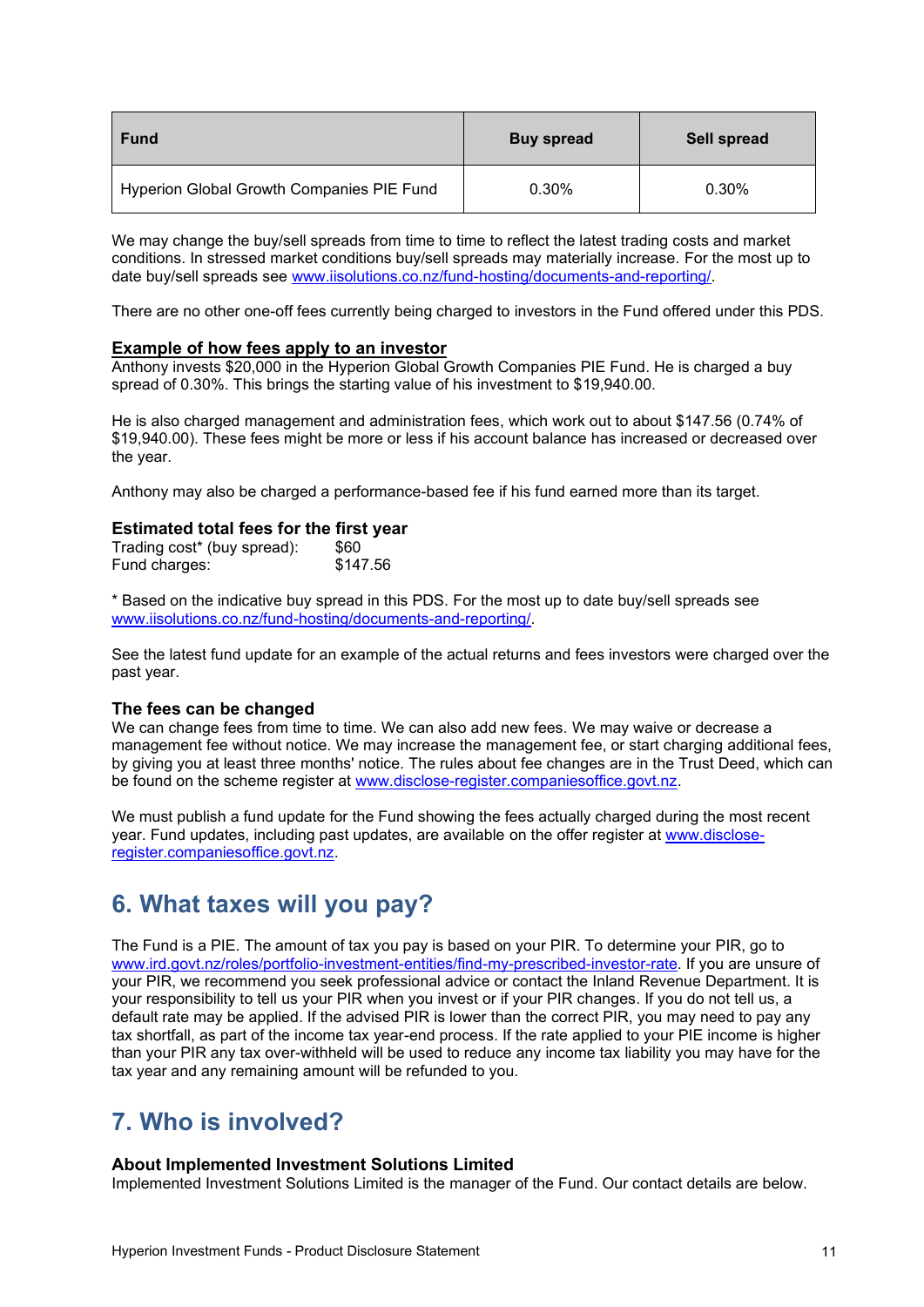| Fund | Buy spread | Sell spread |
| --- | --- | --- |
| Hyperion Global Growth Companies PIE Fund | 0.30% | 0.30% |

We may change the buy/sell spreads from time to time to reflect the latest trading costs and market conditions. In stressed market conditions buy/sell spreads may materially increase. For the most up to date buy/sell spreads see [www.iisolutions.co.nz/fund-hosting/documents-and-reporting/](www.iisolutions.co.nz/fund-hosting/documents-and-reporting/).

There are no other one-off fees currently being charged to investors in the Fund offered under this PDS.

### Example of how fees apply to an investor

Anthony invests $20,000 in the Hyperion Global Growth Companies PIE Fund. He is charged a buy spread of 0.30%. This brings the starting value of his investment to $19,940.00.

He is also charged management and administration fees, which work out to about $147.56 (0.74% of $19,940.00). These fees might be more or less if his account balance has increased or decreased over the year.

Anthony may also be charged a performance-based fee if his fund earned more than its target.

### Estimated total fees for the first year

Trading cost* (buy spread): $60
Fund charges: $147.56

* Based on the indicative buy spread in this PDS. For the most up to date buy/sell spreads see [www.iisolutions.co.nz/fund-hosting/documents-and-reporting/](www.iisolutions.co.nz/fund-hosting/documents-and-reporting/).

See the latest fund update for an example of the actual returns and fees investors were charged over the past year.

### The fees can be changed

We can change fees from time to time. We can also add new fees. We may waive or decrease a management fee without notice. We may increase the management fee, or start charging additional fees, by giving you at least three months' notice. The rules about fee changes are in the Trust Deed, which can be found on the scheme register at [www.disclose-register.companiesoffice.govt.nz](www.disclose-register.companiesoffice.govt.nz).

We must publish a fund update for the Fund showing the fees actually charged during the most recent year. Fund updates, including past updates, are available on the offer register at [www.disclose-register.companiesoffice.govt.nz](www.disclose-register.companiesoffice.govt.nz).

## 6. What taxes will you pay?

The Fund is a PIE. The amount of tax you pay is based on your PIR. To determine your PIR, go to [www.ird.govt.nz/roles/portfolio-investment-entities/find-my-prescribed-investor-rate](www.ird.govt.nz/roles/portfolio-investment-entities/find-my-prescribed-investor-rate). If you are unsure of your PIR, we recommend you seek professional advice or contact the Inland Revenue Department. It is your responsibility to tell us your PIR when you invest or if your PIR changes. If you do not tell us, a default rate may be applied. If the advised PIR is lower than the correct PIR, you may need to pay any tax shortfall, as part of the income tax year-end process. If the rate applied to your PIE income is higher than your PIR any tax over-withheld will be used to reduce any income tax liability you may have for the tax year and any remaining amount will be refunded to you.

## 7. Who is involved?

### About Implemented Investment Solutions Limited

Implemented Investment Solutions Limited is the manager of the Fund. Our contact details are below.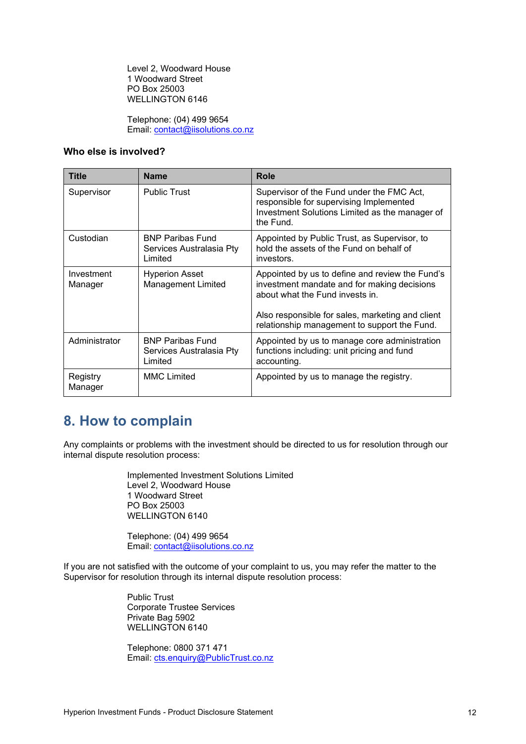Level 2, Woodward House
1 Woodward Street
PO Box 25003
WELLINGTON 6146

Telephone: (04) 499 9654
Email: contact@iisolutions.co.nz

**Who else is involved?**

| Title | Name | Role |
|---|---|---|
| Supervisor | Public Trust | Supervisor of the Fund under the FMC Act, responsible for supervising Implemented Investment Solutions Limited as the manager of the Fund. |
| Custodian | BNP Paribas Fund Services Australasia Pty Limited | Appointed by Public Trust, as Supervisor, to hold the assets of the Fund on behalf of investors. |
| Investment Manager | Hyperion Asset Management Limited | Appointed by us to define and review the Fund's investment mandate and for making decisions about what the Fund invests in.<br><br>Also responsible for sales, marketing and client relationship management to support the Fund. |
| Administrator | BNP Paribas Fund Services Australasia Pty Limited | Appointed by us to manage core administration functions including: unit pricing and fund accounting. |
| Registry Manager | MMC Limited | Appointed by us to manage the registry. |

## 8. How to complain

Any complaints or problems with the investment should be directed to us for resolution through our internal dispute resolution process:

Implemented Investment Solutions Limited
Level 2, Woodward House
1 Woodward Street
PO Box 25003
WELLINGTON 6140

Telephone: (04) 499 9654
Email: contact@iisolutions.co.nz

If you are not satisfied with the outcome of your complaint to us, you may refer the matter to the Supervisor for resolution through its internal dispute resolution process:

Public Trust
Corporate Trustee Services
Private Bag 5902
WELLINGTON 6140

Telephone: 0800 371 471
Email: cts.enquiry@PublicTrust.co.nz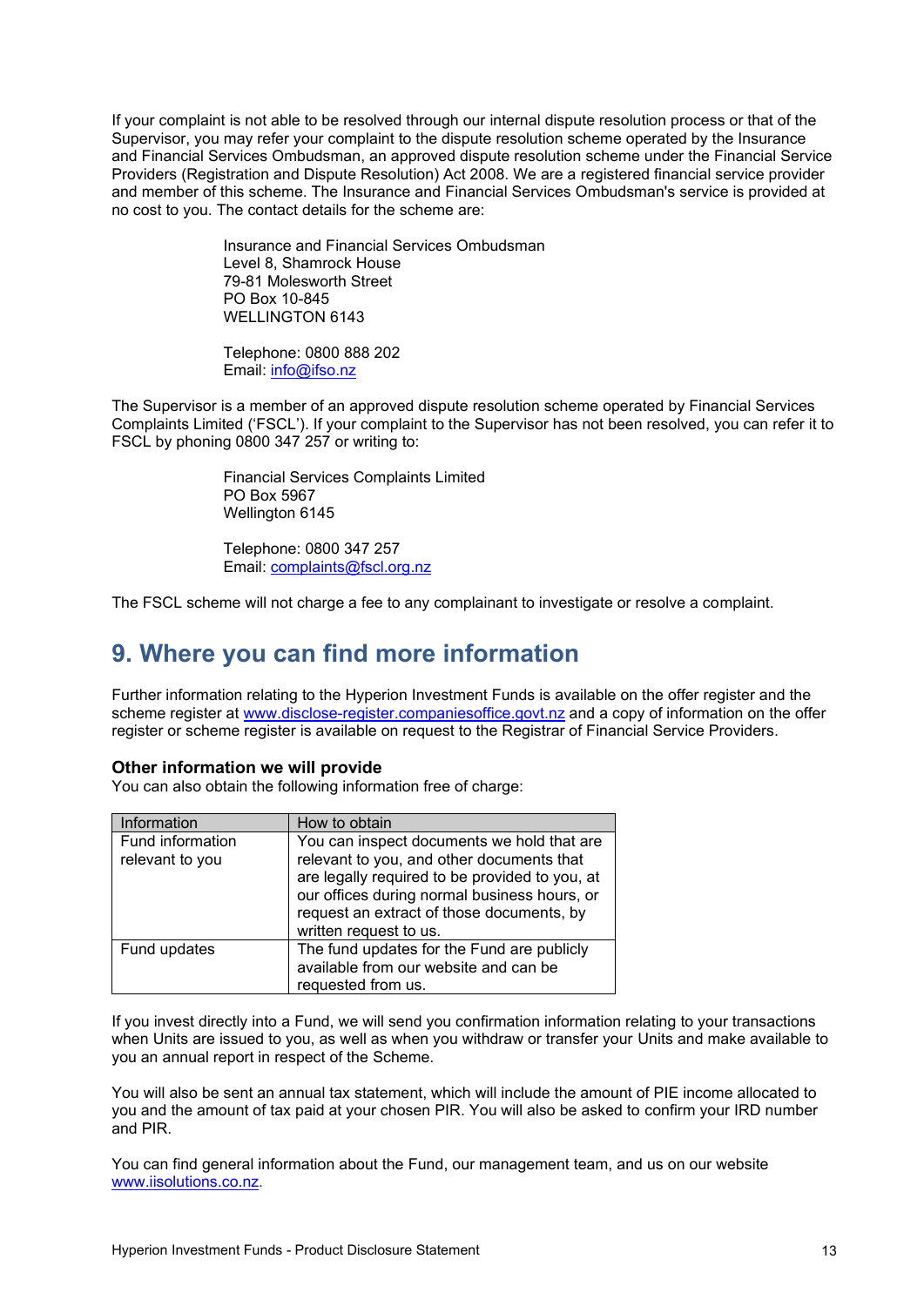If your complaint is not able to be resolved through our internal dispute resolution process or that of the Supervisor, you may refer your complaint to the dispute resolution scheme operated by the Insurance and Financial Services Ombudsman, an approved dispute resolution scheme under the Financial Service Providers (Registration and Dispute Resolution) Act 2008. We are a registered financial service provider and member of this scheme. The Insurance and Financial Services Ombudsman's service is provided at no cost to you. The contact details for the scheme are:

Insurance and Financial Services Ombudsman
Level 8, Shamrock House
79-81 Molesworth Street
PO Box 10-845
WELLINGTON 6143

Telephone: 0800 888 202
Email: info@ifso.nz

The Supervisor is a member of an approved dispute resolution scheme operated by Financial Services Complaints Limited ('FSCL'). If your complaint to the Supervisor has not been resolved, you can refer it to FSCL by phoning 0800 347 257 or writing to:

Financial Services Complaints Limited
PO Box 5967
Wellington 6145

Telephone: 0800 347 257
Email: complaints@fscl.org.nz

The FSCL scheme will not charge a fee to any complainant to investigate or resolve a complaint.

## 9. Where you can find more information

Further information relating to the Hyperion Investment Funds is available on the offer register and the scheme register at www.disclose-register.companiesoffice.govt.nz and a copy of information on the offer register or scheme register is available on request to the Registrar of Financial Service Providers.

### Other information we will provide

You can also obtain the following information free of charge:

| Information | How to obtain |
|---|---|
| Fund information relevant to you | You can inspect documents we hold that are relevant to you, and other documents that are legally required to be provided to you, at our offices during normal business hours, or request an extract of those documents, by written request to us. |
| Fund updates | The fund updates for the Fund are publicly available from our website and can be requested from us. |

If you invest directly into a Fund, we will send you confirmation information relating to your transactions when Units are issued to you, as well as when you withdraw or transfer your Units and make available to you an annual report in respect of the Scheme.

You will also be sent an annual tax statement, which will include the amount of PIE income allocated to you and the amount of tax paid at your chosen PIR. You will also be asked to confirm your IRD number and PIR.

You can find general information about the Fund, our management team, and us on our website www.iisolutions.co.nz.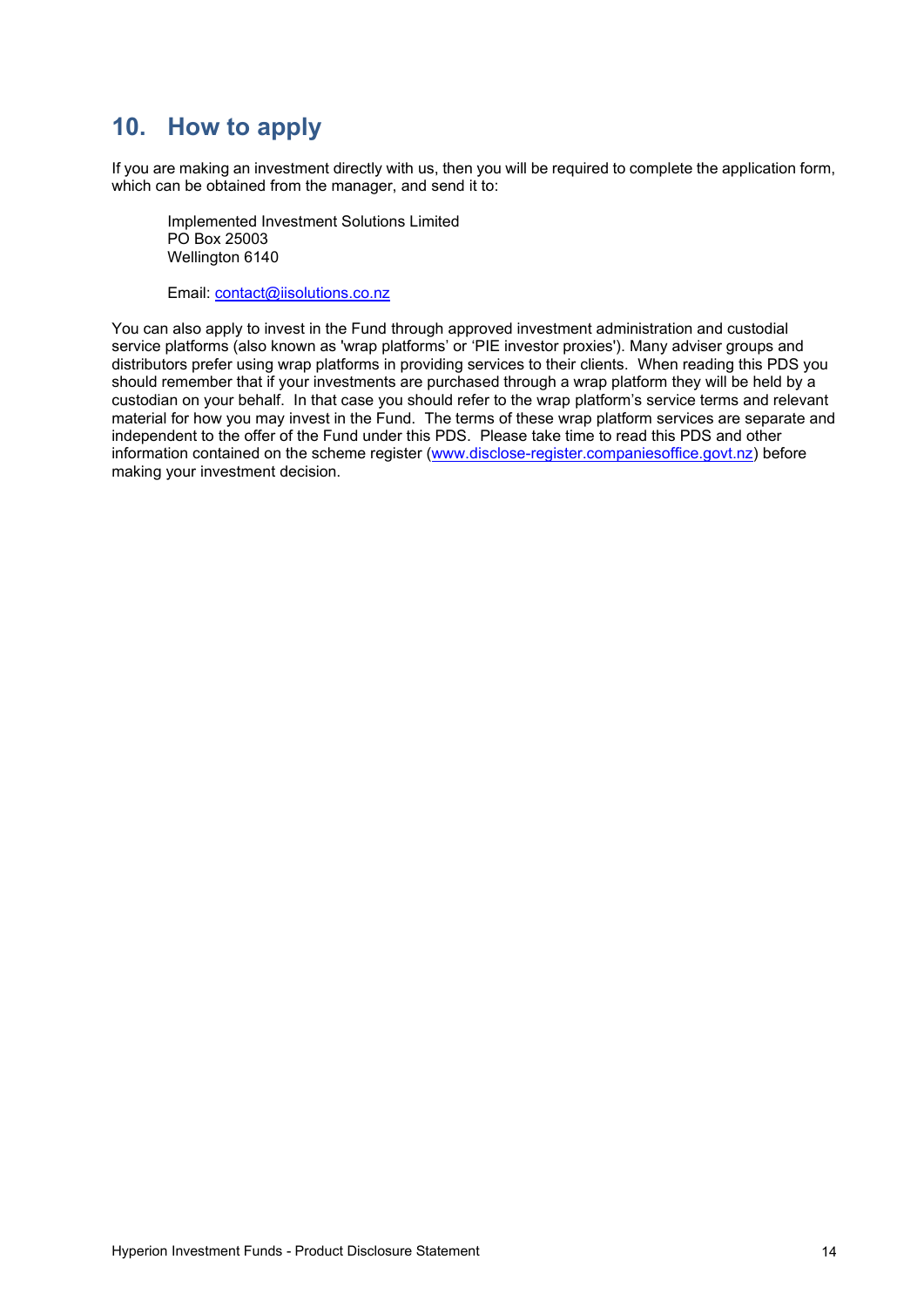## 10. How to apply

If you are making an investment directly with us, then you will be required to complete the application form, which can be obtained from the manager, and send it to:

Implemented Investment Solutions Limited
PO Box 25003
Wellington 6140

Email: contact@iisolutions.co.nz

You can also apply to invest in the Fund through approved investment administration and custodial service platforms (also known as 'wrap platforms' or 'PIE investor proxies'). Many adviser groups and distributors prefer using wrap platforms in providing services to their clients. When reading this PDS you should remember that if your investments are purchased through a wrap platform they will be held by a custodian on your behalf. In that case you should refer to the wrap platform's service terms and relevant material for how you may invest in the Fund. The terms of these wrap platform services are separate and independent to the offer of the Fund under this PDS. Please take time to read this PDS and other information contained on the scheme register (www.disclose-register.companiesoffice.govt.nz) before making your investment decision.